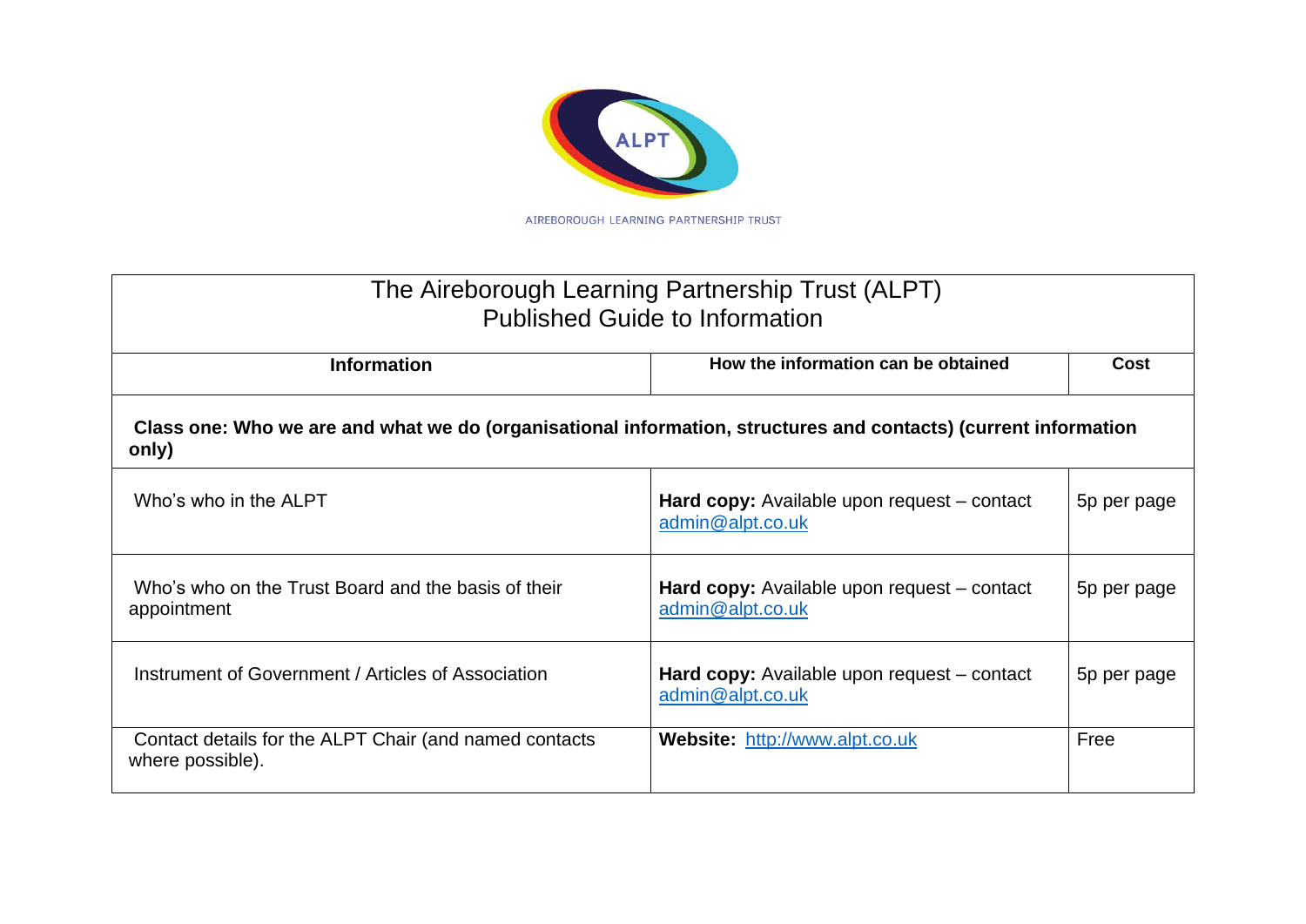AIREBOROUGH LEARNING PARTNERSHIP TRUST

| The Aireborough Learning Partnership Trust (ALPT) Published Guide to Information | | |
|---|---|---|
| **Information** | **How the information can be obtained** | **Cost** |
| **Class one: Who we are and what we do (organisational information, structures and contacts) (current information only)** | | |
| Who's who in the ALPT | **Hard copy:** Available upon request – contact admin@alpt.co.uk | 5p per page |
| Who's who on the Trust Board and the basis of their appointment | **Hard copy:** Available upon request – contact admin@alpt.co.uk | 5p per page |
| Instrument of Government / Articles of Association | **Hard copy:** Available upon request – contact admin@alpt.co.uk | 5p per page |
| Contact details for the ALPT Chair (and named contacts where possible). | **Website:** http://www.alpt.co.uk | Free |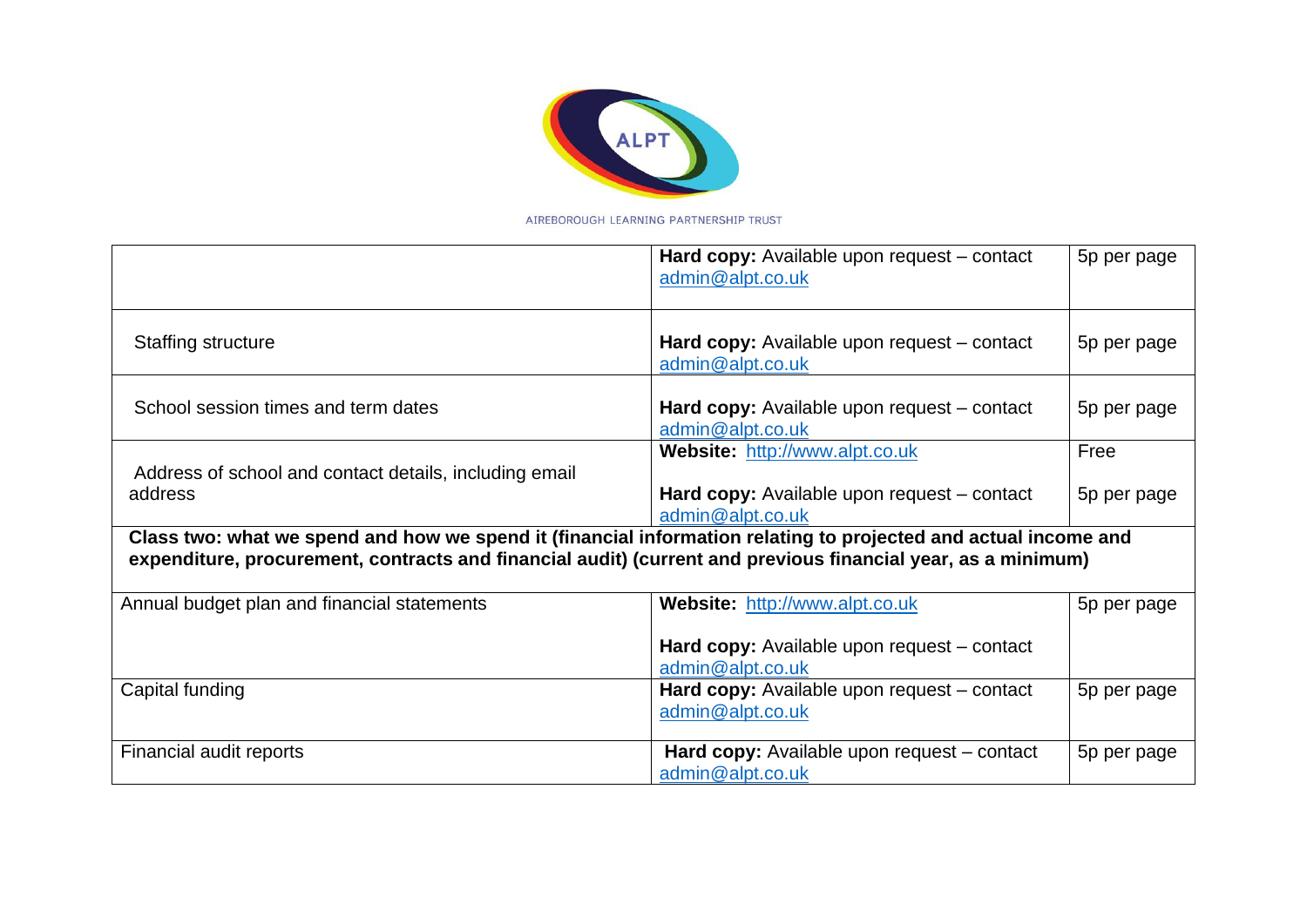AIREBOROUGH LEARNING PARTNERSHIP TRUST

| | | |
|---|---|---|
| | **Hard copy:** Available upon request – contact admin@alpt.co.uk | 5p per page |
| Staffing structure | **Hard copy:** Available upon request – contact admin@alpt.co.uk | 5p per page |
| School session times and term dates | **Hard copy:** Available upon request – contact admin@alpt.co.uk | 5p per page |
| Address of school and contact details, including email address | **Website:** http://www.alpt.co.uk<br><br>**Hard copy:** Available upon request – contact admin@alpt.co.uk | Free<br><br>5p per page |
| **Class two: what we spend and how we spend it (financial information relating to projected and actual income and expenditure, procurement, contracts and financial audit) (current and previous financial year, as a minimum)** | | |
| Annual budget plan and financial statements | **Website:** http://www.alpt.co.uk<br><br>**Hard copy:** Available upon request – contact admin@alpt.co.uk | 5p per page |
| Capital funding | **Hard copy:** Available upon request – contact admin@alpt.co.uk | 5p per page |
| Financial audit reports | **Hard copy:** Available upon request – contact admin@alpt.co.uk | 5p per page |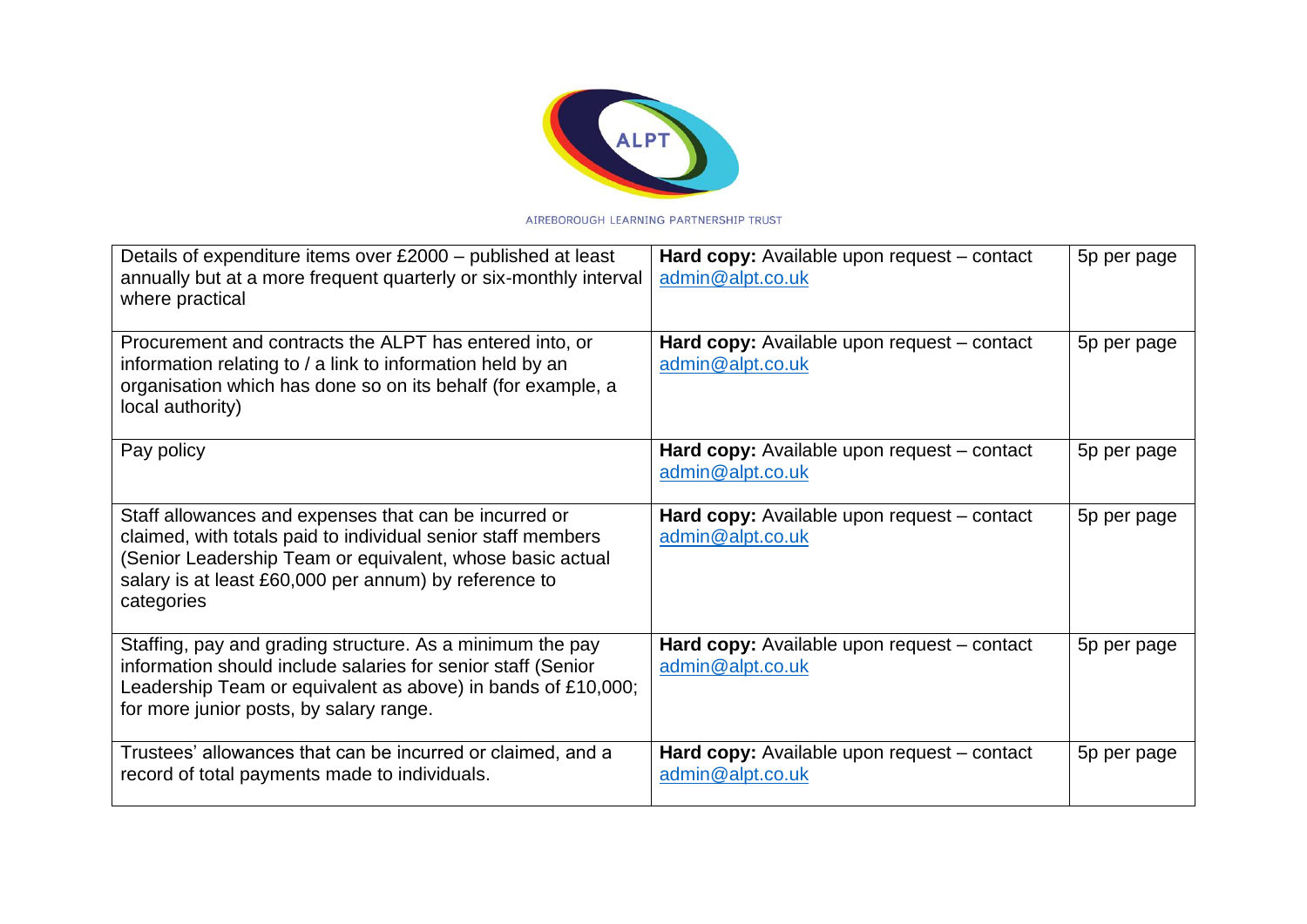| Details of expenditure items over £2000 – published at least annually but at a more frequent quarterly or six-monthly interval where practical | **Hard copy:** Available upon request – contact admin@alpt.co.uk | 5p per page |
|---|---|---|
| Procurement and contracts the ALPT has entered into, or information relating to / a link to information held by an organisation which has done so on its behalf (for example, a local authority) | **Hard copy:** Available upon request – contact admin@alpt.co.uk | 5p per page |
| Pay policy | **Hard copy:** Available upon request – contact admin@alpt.co.uk | 5p per page |
| Staff allowances and expenses that can be incurred or claimed, with totals paid to individual senior staff members (Senior Leadership Team or equivalent, whose basic actual salary is at least £60,000 per annum) by reference to categories | **Hard copy:** Available upon request – contact admin@alpt.co.uk | 5p per page |
| Staffing, pay and grading structure. As a minimum the pay information should include salaries for senior staff (Senior Leadership Team or equivalent as above) in bands of £10,000; for more junior posts, by salary range. | **Hard copy:** Available upon request – contact admin@alpt.co.uk | 5p per page |
| Trustees' allowances that can be incurred or claimed, and a record of total payments made to individuals. | **Hard copy:** Available upon request – contact admin@alpt.co.uk | 5p per page |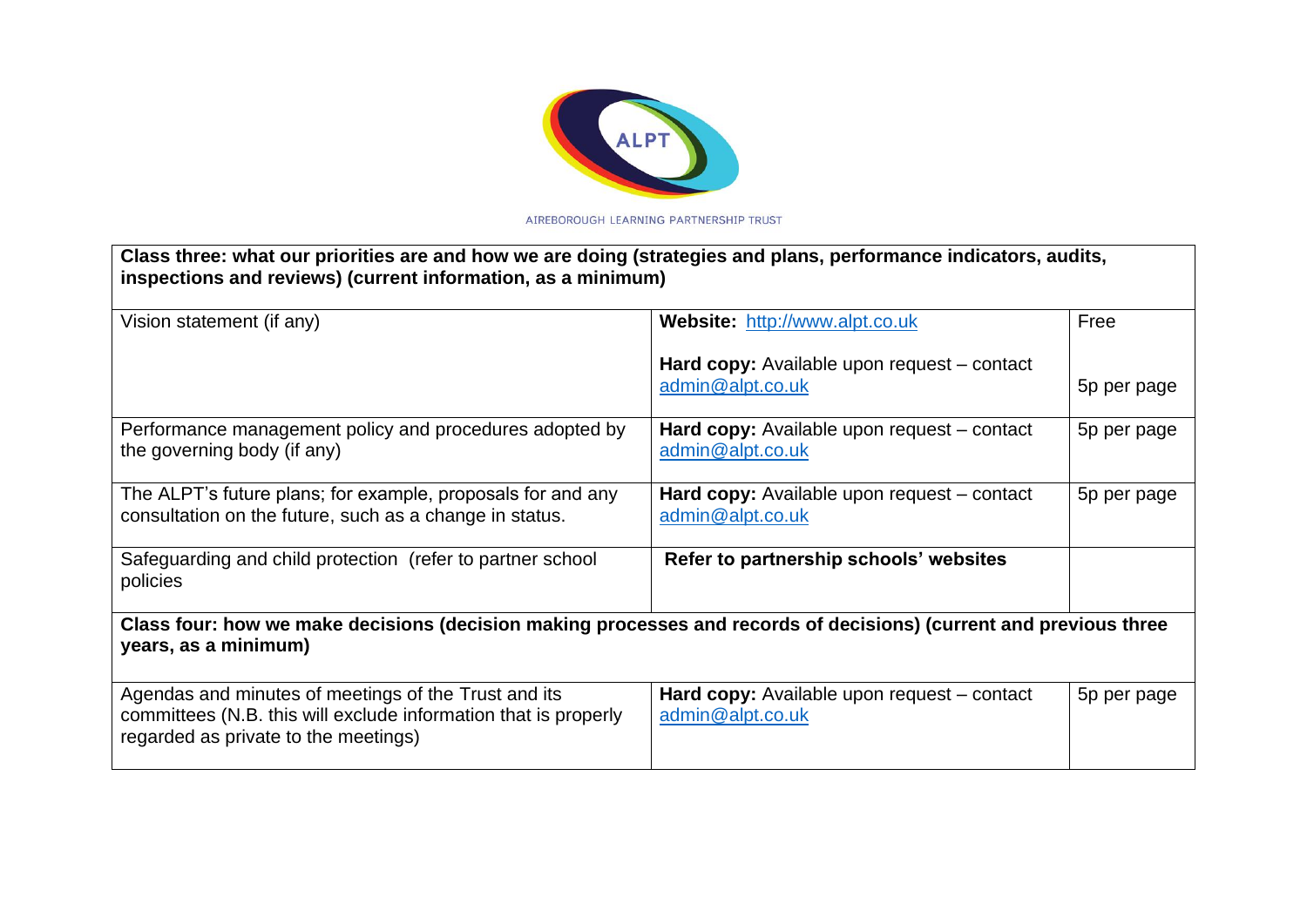AIREBOROUGH LEARNING PARTNERSHIP TRUST

| **Class three: what our priorities are and how we are doing (strategies and plans, performance indicators, audits, inspections and reviews) (current information, as a minimum)** | | |
|---|---|---|
| Vision statement (if any) | **Website:** http://www.alpt.co.uk<br><br>**Hard copy:** Available upon request – contact admin@alpt.co.uk | Free<br><br>5p per page |
| Performance management policy and procedures adopted by the governing body (if any) | **Hard copy:** Available upon request – contact admin@alpt.co.uk | 5p per page |
| The ALPT's future plans; for example, proposals for and any consultation on the future, such as a change in status. | **Hard copy:** Available upon request – contact admin@alpt.co.uk | 5p per page |
| Safeguarding and child protection (refer to partner school policies | **Refer to partnership schools' websites** | |
| **Class four: how we make decisions (decision making processes and records of decisions) (current and previous three years, as a minimum)** | | |
| Agendas and minutes of meetings of the Trust and its committees (N.B. this will exclude information that is properly regarded as private to the meetings) | **Hard copy:** Available upon request – contact admin@alpt.co.uk | 5p per page |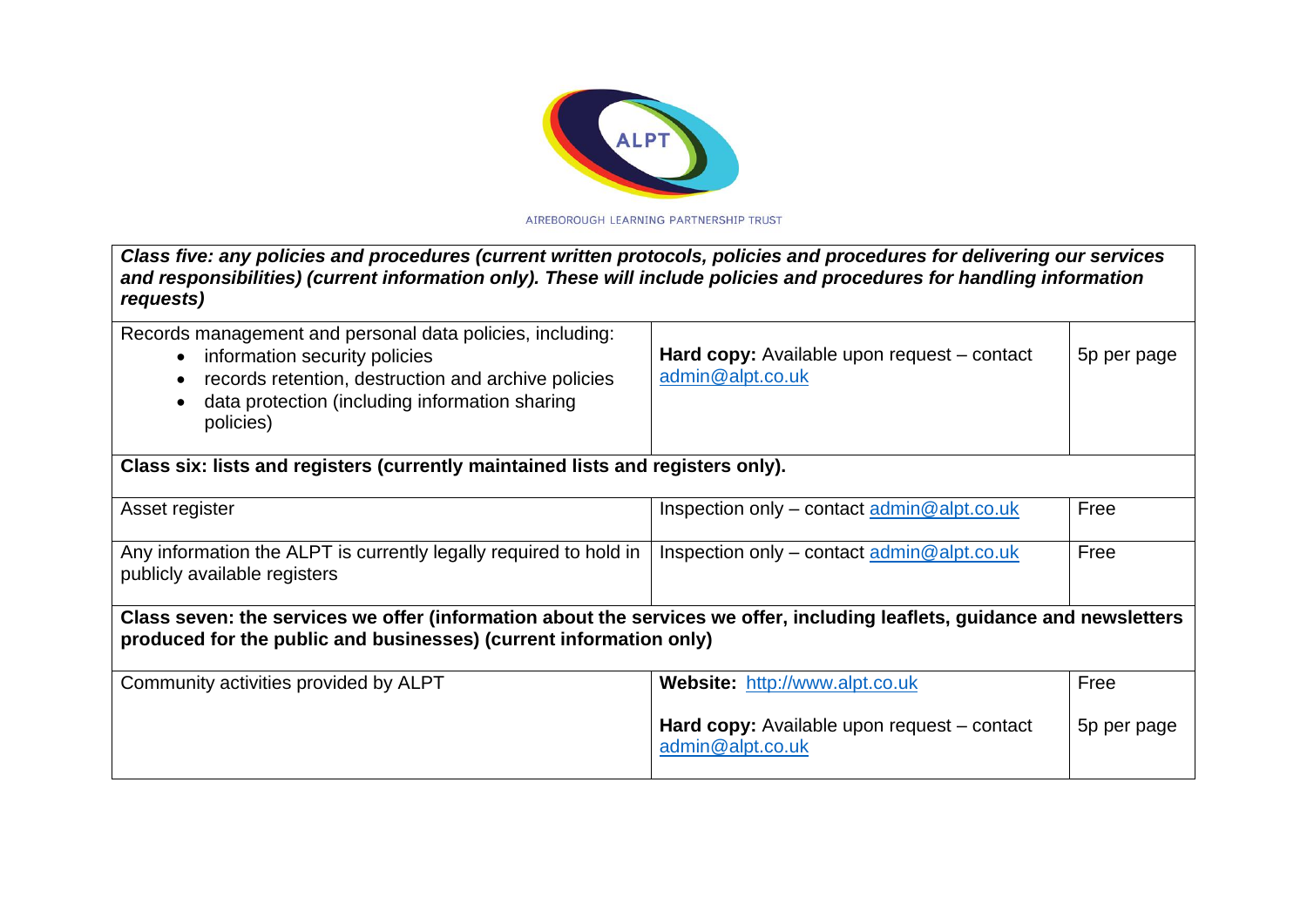| | | |
|---|---|---|
| ***Class five: any policies and procedures (current written protocols, policies and procedures for delivering our services and responsibilities) (current information only). These will include policies and procedures for handling information requests)*** | | |
| Records management and personal data policies, including:<br>• information security policies<br>• records retention, destruction and archive policies<br>• data protection (including information sharing policies) | **Hard copy:** Available upon request – contact admin@alpt.co.uk | 5p per page |
| **Class six: lists and registers (currently maintained lists and registers only).** | | |
| Asset register | Inspection only – contact admin@alpt.co.uk | Free |
| Any information the ALPT is currently legally required to hold in publicly available registers | Inspection only – contact admin@alpt.co.uk | Free |
| **Class seven: the services we offer (information about the services we offer, including leaflets, guidance and newsletters produced for the public and businesses) (current information only)** | | |
| Community activities provided by ALPT | **Website:** http://www.alpt.co.uk<br><br>**Hard copy:** Available upon request – contact admin@alpt.co.uk | Free<br><br>5p per page |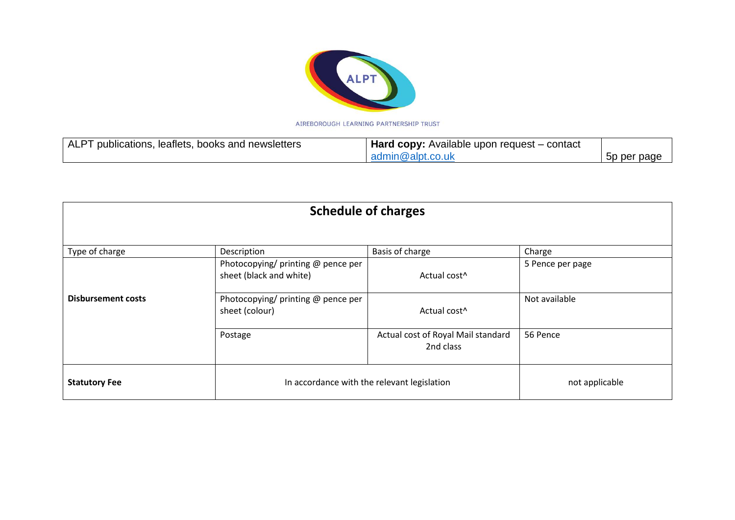AIREBOROUGH LEARNING PARTNERSHIP TRUST

| | | |
|---|---|---|
| ALPT publications, leaflets, books and newsletters | **Hard copy:** Available upon request – contact admin@alpt.co.uk | 5p per page |

| Schedule of charges | | | |
|---|---|---|---|
| Type of charge | Description | Basis of charge | Charge |
| **Disbursement costs** | Photocopying/ printing @ pence per sheet (black and white) | Actual cost^ | 5 Pence per page |
| | Photocopying/ printing @ pence per sheet (colour) | Actual cost^ | Not available |
| | Postage | Actual cost of Royal Mail standard 2nd class | 56 Pence |
| **Statutory Fee** | In accordance with the relevant legislation | | not applicable |